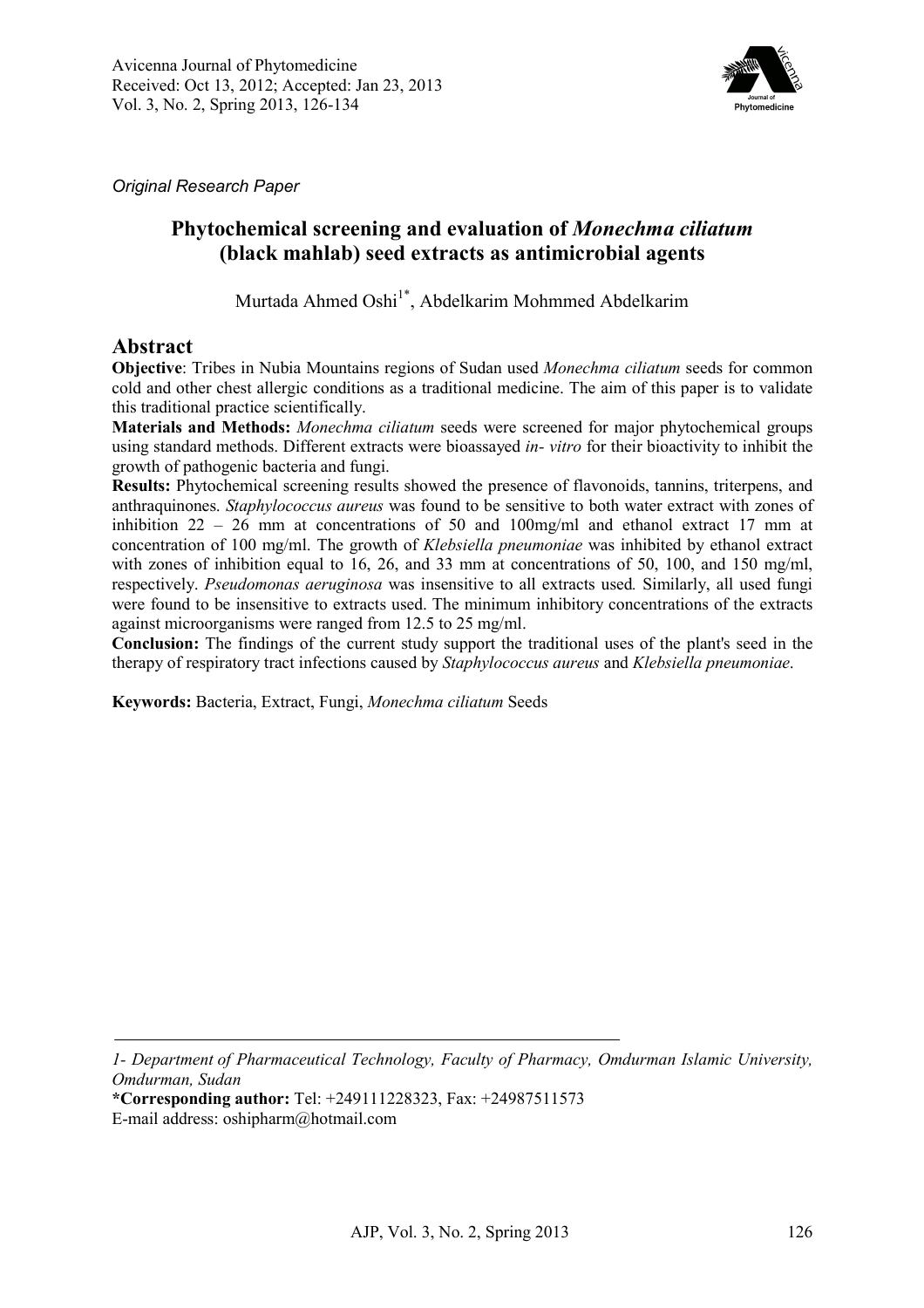*Original Research Paper*

# Phytochemical screening and evaluation of *Monechma ciliatum* (black mahlab) seed extracts as antimicrobial agents

Murtada Ahmed Oshi[1*], Abdelkarim Mohmmed Abdelkarim

## Abstract

**Objective**: Tribes in Nubia Mountains regions of Sudan used *Monechma ciliatum* seeds for common cold and other chest allergic conditions as a traditional medicine. The aim of this paper is to validate this traditional practice scientifically.

**Materials and Methods:** *Monechma ciliatum* seeds were screened for major phytochemical groups using standard methods. Different extracts were bioassayed *in- vitro* for their bioactivity to inhibit the growth of pathogenic bacteria and fungi.

**Results:** Phytochemical screening results showed the presence of flavonoids, tannins, triterpens, and anthraquinones. *Staphylococcus aureus* was found to be sensitive to both water extract with zones of inhibition 22 – 26 mm at concentrations of 50 and 100mg/ml and ethanol extract 17 mm at concentration of 100 mg/ml. The growth of *Klebsiella pneumoniae* was inhibited by ethanol extract with zones of inhibition equal to 16, 26, and 33 mm at concentrations of 50, 100, and 150 mg/ml, respectively. *Pseudomonas aeruginosa* was insensitive to all extracts used*.* Similarly, all used fungi were found to be insensitive to extracts used. The minimum inhibitory concentrations of the extracts against microorganisms were ranged from 12.5 to 25 mg/ml.

**Conclusion:** The findings of the current study support the traditional uses of the plant's seed in the therapy of respiratory tract infections caused by *Staphylococcus aureus* and *Klebsiella pneumoniae*.

**Keywords:** Bacteria, Extract, Fungi, *Monechma ciliatum* Seeds

---

*1- Department of Pharmaceutical Technology, Faculty of Pharmacy, Omdurman Islamic University, Omdurman, Sudan*

**\*Corresponding author:** Tel: +249111228323, Fax: +24987511573

E-mail address: oshipharm@hotmail.com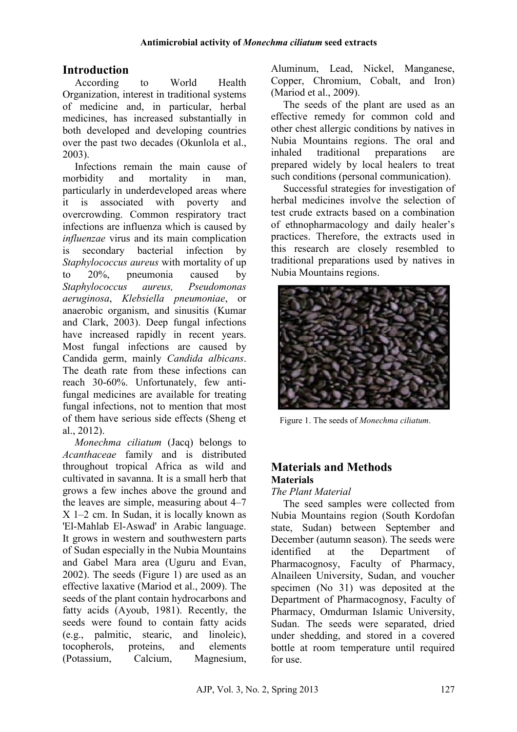## Introduction

According to World Health Organization, interest in traditional systems of medicine and, in particular, herbal medicines, has increased substantially in both developed and developing countries over the past two decades (Okunlola et al., 2003).

Infections remain the main cause of morbidity and mortality in man, particularly in underdeveloped areas where it is associated with poverty and overcrowding. Common respiratory tract infections are influenza which is caused by *influenzae* virus and its main complication is secondary bacterial infection by *Staphylococcus aureus* with mortality of up to 20%, pneumonia caused by *Staphylococcus aureus, Pseudomonas aeruginosa*, *Klebsiella pneumoniae*, or anaerobic organism, and sinusitis (Kumar and Clark, 2003). Deep fungal infections have increased rapidly in recent years. Most fungal infections are caused by Candida germ, mainly *Candida albicans*. The death rate from these infections can reach 30-60%. Unfortunately, few anti-fungal medicines are available for treating fungal infections, not to mention that most of them have serious side effects (Sheng et al., 2012).

*Monechma ciliatum* (Jacq) belongs to *Acanthaceae* family and is distributed throughout tropical Africa as wild and cultivated in savanna. It is a small herb that grows a few inches above the ground and the leaves are simple, measuring about 4–7 X 1–2 cm. In Sudan, it is locally known as 'El-Mahlab El-Aswad' in Arabic language. It grows in western and southwestern parts of Sudan especially in the Nubia Mountains and Gabel Mara area (Uguru and Evan, 2002). The seeds (Figure 1) are used as an effective laxative (Mariod et al., 2009). The seeds of the plant contain hydrocarbons and fatty acids (Ayoub, 1981). Recently, the seeds were found to contain fatty acids (e.g., palmitic, stearic, and linoleic), tocopherols, proteins, and elements (Potassium, Calcium, Magnesium, Aluminum, Lead, Nickel, Manganese, Copper, Chromium, Cobalt, and Iron) (Mariod et al., 2009).

The seeds of the plant are used as an effective remedy for common cold and other chest allergic conditions by natives in Nubia Mountains regions. The oral and inhaled traditional preparations are prepared widely by local healers to treat such conditions (personal communication).

Successful strategies for investigation of herbal medicines involve the selection of test crude extracts based on a combination of ethnopharmacology and daily healer's practices. Therefore, the extracts used in this research are closely resembled to traditional preparations used by natives in Nubia Mountains regions.

Figure 1. The seeds of *Monechma ciliatum*.

## Materials and Methods

### Materials

*The Plant Material*

The seed samples were collected from Nubia Mountains region (South Kordofan state, Sudan) between September and December (autumn season). The seeds were identified at the Department of Pharmacognosy, Faculty of Pharmacy, Alnaileen University, Sudan, and voucher specimen (No 31) was deposited at the Department of Pharmacognosy, Faculty of Pharmacy, Omdurman Islamic University, Sudan. The seeds were separated, dried under shedding, and stored in a covered bottle at room temperature until required for use.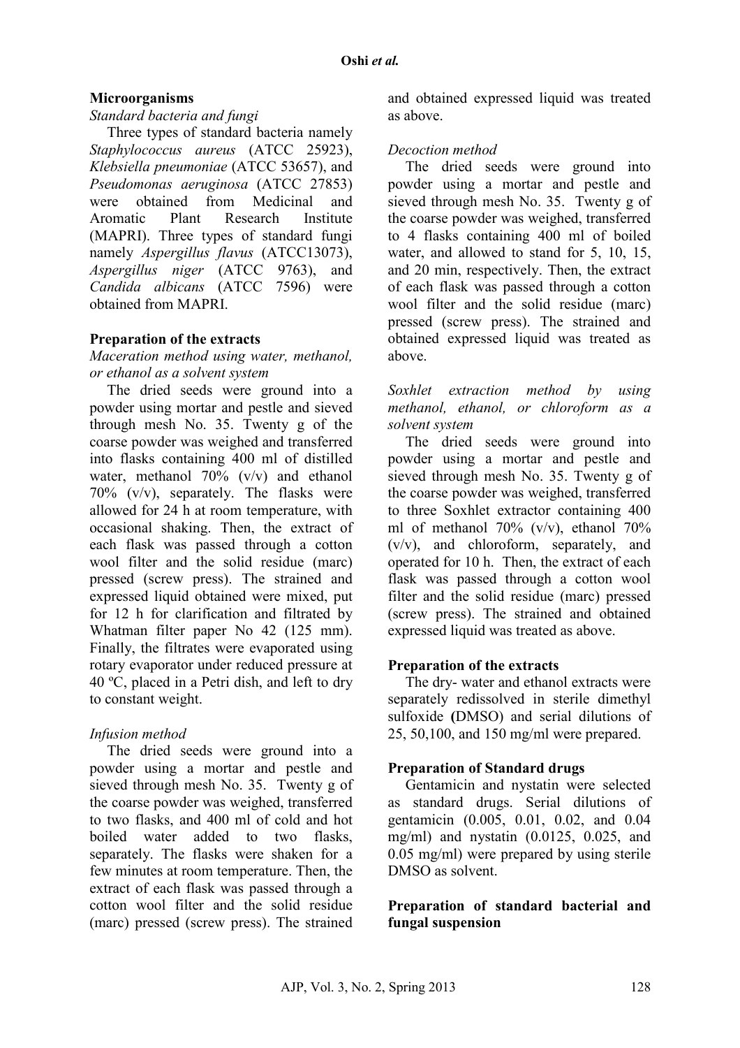## Microorganisms

*Standard bacteria and fungi*

Three types of standard bacteria namely *Staphylococcus aureus* (ATCC 25923), *Klebsiella pneumoniae* (ATCC 53657), and *Pseudomonas aeruginosa* (ATCC 27853) were obtained from Medicinal and Aromatic Plant Research Institute (MAPRI). Three types of standard fungi namely *Aspergillus flavus* (ATCC13073), *Aspergillus niger* (ATCC 9763), and *Candida albicans* (ATCC 7596) were obtained from MAPRI.

## Preparation of the extracts

*Maceration method using water, methanol, or ethanol as a solvent system*

The dried seeds were ground into a powder using mortar and pestle and sieved through mesh No. 35. Twenty g of the coarse powder was weighed and transferred into flasks containing 400 ml of distilled water, methanol 70% (v/v) and ethanol 70% (v/v), separately. The flasks were allowed for 24 h at room temperature, with occasional shaking. Then, the extract of each flask was passed through a cotton wool filter and the solid residue (marc) pressed (screw press). The strained and expressed liquid obtained were mixed, put for 12 h for clarification and filtrated by Whatman filter paper No 42 (125 mm). Finally, the filtrates were evaporated using rotary evaporator under reduced pressure at 40 ºC, placed in a Petri dish, and left to dry to constant weight.

*Infusion method*

The dried seeds were ground into a powder using a mortar and pestle and sieved through mesh No. 35. Twenty g of the coarse powder was weighed, transferred to two flasks, and 400 ml of cold and hot boiled water added to two flasks, separately. The flasks were shaken for a few minutes at room temperature. Then, the extract of each flask was passed through a cotton wool filter and the solid residue (marc) pressed (screw press). The strained and obtained expressed liquid was treated as above.

*Decoction method*

The dried seeds were ground into powder using a mortar and pestle and sieved through mesh No. 35. Twenty g of the coarse powder was weighed, transferred to 4 flasks containing 400 ml of boiled water, and allowed to stand for 5, 10, 15, and 20 min, respectively. Then, the extract of each flask was passed through a cotton wool filter and the solid residue (marc) pressed (screw press). The strained and obtained expressed liquid was treated as above.

*Soxhlet extraction method by using methanol, ethanol, or chloroform as a solvent system*

The dried seeds were ground into powder using a mortar and pestle and sieved through mesh No. 35. Twenty g of the coarse powder was weighed, transferred to three Soxhlet extractor containing 400 ml of methanol 70% (v/v), ethanol 70% (v/v), and chloroform, separately, and operated for 10 h. Then, the extract of each flask was passed through a cotton wool filter and the solid residue (marc) pressed (screw press). The strained and obtained expressed liquid was treated as above.

## Preparation of the extracts

The dry- water and ethanol extracts were separately redissolved in sterile dimethyl sulfoxide **(**DMSO) and serial dilutions of 25, 50,100, and 150 mg/ml were prepared.

## Preparation of Standard drugs

Gentamicin and nystatin were selected as standard drugs. Serial dilutions of gentamicin (0.005, 0.01, 0.02, and 0.04 mg/ml) and nystatin (0.0125, 0.025, and 0.05 mg/ml) were prepared by using sterile DMSO as solvent.

## Preparation of standard bacterial and fungal suspension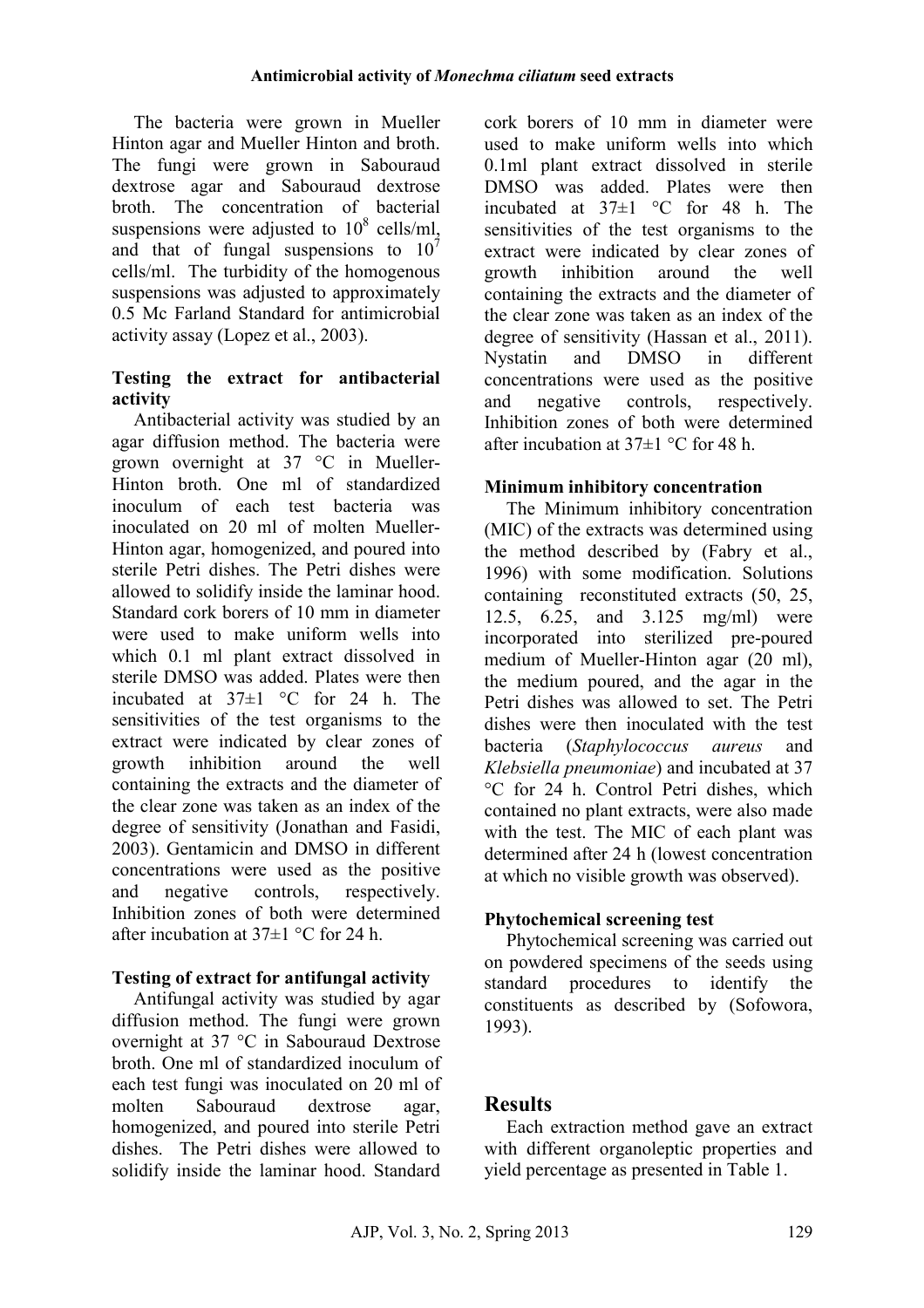The bacteria were grown in Mueller Hinton agar and Mueller Hinton and broth. The fungi were grown in Sabouraud dextrose agar and Sabouraud dextrose broth. The concentration of bacterial suspensions were adjusted to $10^8$ cells/ml, and that of fungal suspensions to $10^7$ cells/ml. The turbidity of the homogenous suspensions was adjusted to approximately 0.5 Mc Farland Standard for antimicrobial activity assay (Lopez et al., 2003).

### Testing the extract for antibacterial activity

Antibacterial activity was studied by an agar diffusion method. The bacteria were grown overnight at 37 °C in Mueller-Hinton broth. One ml of standardized inoculum of each test bacteria was inoculated on 20 ml of molten Mueller-Hinton agar, homogenized, and poured into sterile Petri dishes. The Petri dishes were allowed to solidify inside the laminar hood. Standard cork borers of 10 mm in diameter were used to make uniform wells into which 0.1 ml plant extract dissolved in sterile DMSO was added. Plates were then incubated at 37±1 °C for 24 h. The sensitivities of the test organisms to the extract were indicated by clear zones of growth inhibition around the well containing the extracts and the diameter of the clear zone was taken as an index of the degree of sensitivity (Jonathan and Fasidi, 2003). Gentamicin and DMSO in different concentrations were used as the positive and negative controls, respectively. Inhibition zones of both were determined after incubation at 37±1 °C for 24 h.

### Testing of extract for antifungal activity

Antifungal activity was studied by agar diffusion method. The fungi were grown overnight at 37 °C in Sabouraud Dextrose broth. One ml of standardized inoculum of each test fungi was inoculated on 20 ml of molten Sabouraud dextrose agar, homogenized, and poured into sterile Petri dishes. The Petri dishes were allowed to solidify inside the laminar hood. Standard cork borers of 10 mm in diameter were used to make uniform wells into which 0.1ml plant extract dissolved in sterile DMSO was added. Plates were then incubated at 37±1 °C for 48 h. The sensitivities of the test organisms to the extract were indicated by clear zones of growth inhibition around the well containing the extracts and the diameter of the clear zone was taken as an index of the degree of sensitivity (Hassan et al., 2011). Nystatin and DMSO in different concentrations were used as the positive and negative controls, respectively. Inhibition zones of both were determined after incubation at 37±1 °C for 48 h.

### Minimum inhibitory concentration

The Minimum inhibitory concentration (MIC) of the extracts was determined using the method described by (Fabry et al., 1996) with some modification. Solutions containing reconstituted extracts (50, 25, 12.5, 6.25, and 3.125 mg/ml) were incorporated into sterilized pre-poured medium of Mueller-Hinton agar (20 ml), the medium poured, and the agar in the Petri dishes was allowed to set. The Petri dishes were then inoculated with the test bacteria (*Staphylococcus aureus* and *Klebsiella pneumoniae*) and incubated at 37 °C for 24 h. Control Petri dishes, which contained no plant extracts, were also made with the test. The MIC of each plant was determined after 24 h (lowest concentration at which no visible growth was observed).

### Phytochemical screening test

Phytochemical screening was carried out on powdered specimens of the seeds using standard procedures to identify the constituents as described by (Sofowora, 1993).

## Results

Each extraction method gave an extract with different organoleptic properties and yield percentage as presented in Table 1.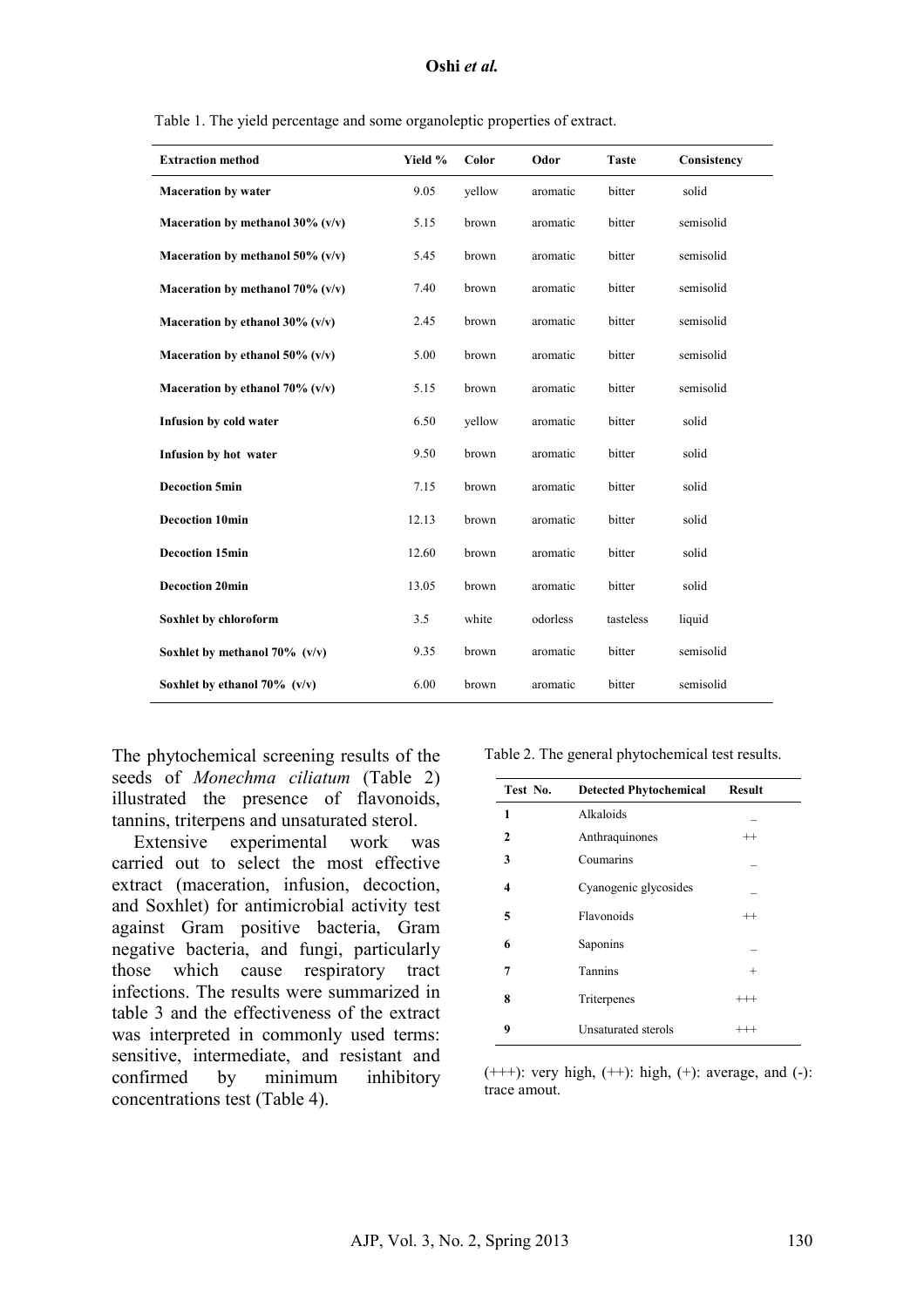Table 1. The yield percentage and some organoleptic properties of extract.

| Extraction method | Yield % | Color | Odor | Taste | Consistency |
|---|---|---|---|---|---|
| **Maceration by water** | 9.05 | yellow | aromatic | bitter | solid |
| **Maceration by methanol 30% (v/v)** | 5.15 | brown | aromatic | bitter | semisolid |
| **Maceration by methanol 50% (v/v)** | 5.45 | brown | aromatic | bitter | semisolid |
| **Maceration by methanol 70% (v/v)** | 7.40 | brown | aromatic | bitter | semisolid |
| **Maceration by ethanol 30% (v/v)** | 2.45 | brown | aromatic | bitter | semisolid |
| **Maceration by ethanol 50% (v/v)** | 5.00 | brown | aromatic | bitter | semisolid |
| **Maceration by ethanol 70% (v/v)** | 5.15 | brown | aromatic | bitter | semisolid |
| **Infusion by cold water** | 6.50 | yellow | aromatic | bitter | solid |
| **Infusion by hot water** | 9.50 | brown | aromatic | bitter | solid |
| **Decoction 5min** | 7.15 | brown | aromatic | bitter | solid |
| **Decoction 10min** | 12.13 | brown | aromatic | bitter | solid |
| **Decoction 15min** | 12.60 | brown | aromatic | bitter | solid |
| **Decoction 20min** | 13.05 | brown | aromatic | bitter | solid |
| **Soxhlet by chloroform** | 3.5 | white | odorless | tasteless | liquid |
| **Soxhlet by methanol 70% (v/v)** | 9.35 | brown | aromatic | bitter | semisolid |
| **Soxhlet by ethanol 70% (v/v)** | 6.00 | brown | aromatic | bitter | semisolid |

The phytochemical screening results of the seeds of *Monechma ciliatum* (Table 2) illustrated the presence of flavonoids, tannins, triterpens and unsaturated sterol.

Extensive experimental work was carried out to select the most effective extract (maceration, infusion, decoction, and Soxhlet) for antimicrobial activity test against Gram positive bacteria, Gram negative bacteria, and fungi, particularly those which cause respiratory tract infections. The results were summarized in table 3 and the effectiveness of the extract was interpreted in commonly used terms: sensitive, intermediate, and resistant and confirmed by minimum inhibitory concentrations test (Table 4).

Table 2. The general phytochemical test results.

| Test No. | Detected Phytochemical | Result |
|---|---|---|
| 1 | Alkaloids | – |
| 2 | Anthraquinones | ++ |
| 3 | Coumarins | – |
| 4 | Cyanogenic glycosides | – |
| 5 | Flavonoids | ++ |
| 6 | Saponins | – |
| 7 | Tannins | + |
| 8 | Triterpenes | +++ |
| 9 | Unsaturated sterols | +++ |

(+++): very high, (++): high, (+): average, and (-): trace amout.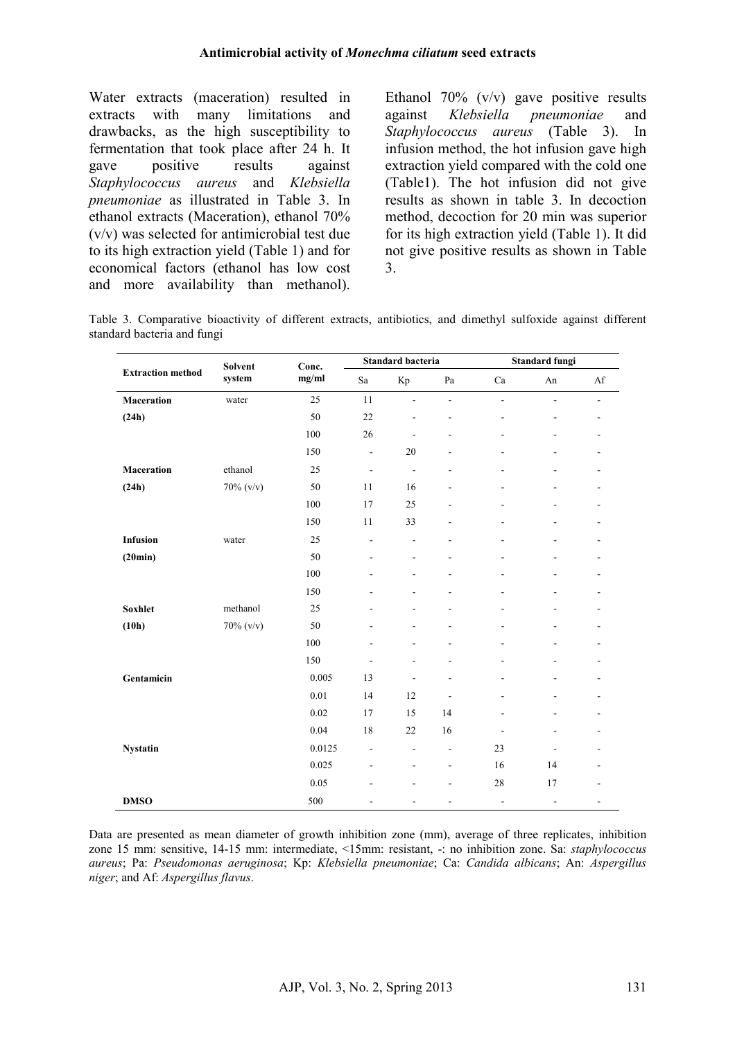Water extracts (maceration) resulted in extracts with many limitations and drawbacks, as the high susceptibility to fermentation that took place after 24 h. It gave positive results against *Staphylococcus aureus* and *Klebsiella pneumoniae* as illustrated in Table 3. In ethanol extracts (Maceration), ethanol 70% (v/v) was selected for antimicrobial test due to its high extraction yield (Table 1) and for economical factors (ethanol has low cost and more availability than methanol). Ethanol 70% (v/v) gave positive results against *Klebsiella pneumoniae* and *Staphylococcus aureus* (Table 3). In infusion method, the hot infusion gave high extraction yield compared with the cold one (Table1). The hot infusion did not give results as shown in table 3. In decoction method, decoction for 20 min was superior for its high extraction yield (Table 1). It did not give positive results as shown in Table 3.

Table 3. Comparative bioactivity of different extracts, antibiotics, and dimethyl sulfoxide against different standard bacteria and fungi

| Extraction method | Solvent system | Conc. mg/ml | Standard bacteria | | | Standard fungi | | |
|---|---|---|---|---|---|---|---|---|
| | | | Sa | Kp | Pa | Ca | An | Af |
| **Maceration** | water | 25 | 11 | - | - | - | - | - |
| **(24h)** | | 50 | 22 | - | - | - | - | - |
| | | 100 | 26 | - | - | - | - | - |
| | | 150 | - | 20 | - | - | - | - |
| **Maceration** | ethanol | 25 | - | - | - | - | - | - |
| **(24h)** | 70% (v/v) | 50 | 11 | 16 | - | - | - | - |
| | | 100 | 17 | 25 | - | - | - | - |
| | | 150 | 11 | 33 | - | - | - | - |
| **Infusion** | water | 25 | - | - | - | - | - | - |
| **(20min)** | | 50 | - | - | - | - | - | - |
| | | 100 | - | - | - | - | - | - |
| | | 150 | - | - | - | - | - | - |
| **Soxhlet** | methanol | 25 | - | - | - | - | - | - |
| **(10h)** | 70% (v/v) | 50 | - | - | - | - | - | - |
| | | 100 | - | - | - | - | - | - |
| | | 150 | - | - | - | - | - | - |
| **Gentamicin** | | 0.005 | 13 | - | - | - | - | - |
| | | 0.01 | 14 | 12 | - | - | - | - |
| | | 0.02 | 17 | 15 | 14 | - | - | - |
| | | 0.04 | 18 | 22 | 16 | - | - | - |
| **Nystatin** | | 0.0125 | - | - | - | 23 | - | - |
| | | 0.025 | - | - | - | 16 | 14 | - |
| | | 0.05 | - | - | - | 28 | 17 | - |
| **DMSO** | | 500 | - | - | - | - | - | - |

Data are presented as mean diameter of growth inhibition zone (mm), average of three replicates, inhibition zone 15 mm: sensitive, 14-15 mm: intermediate, <15mm: resistant, -: no inhibition zone. Sa: *staphylococcus aureus*; Pa: *Pseudomonas aeruginosa*; Kp: *Klebsiella pneumoniae*; Ca: *Candida albicans*; An: *Aspergillus niger*; and Af: *Aspergillus flavus*.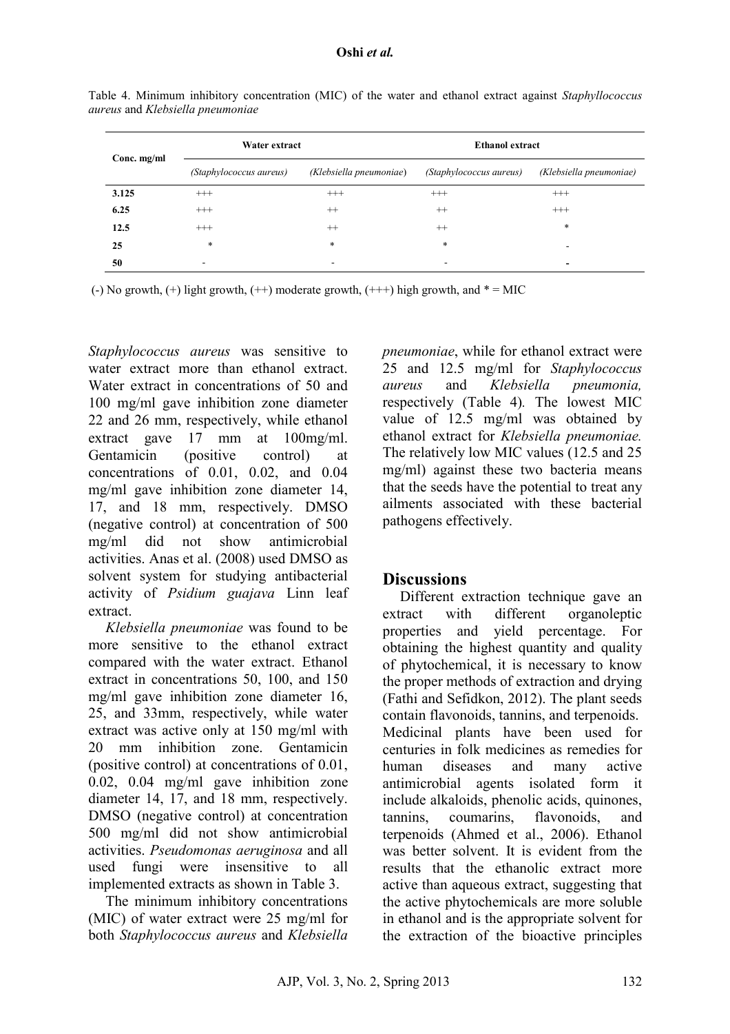Table 4. Minimum inhibitory concentration (MIC) of the water and ethanol extract against *Staphyllococcus aureus* and *Klebsiella pneumoniae*

| Conc. mg/ml | Water extract | | Ethanol extract | |
|---|---|---|---|---|
| | *(Staphylococcus aureus)* | *(Klebsiella pneumoniae)* | *(Staphylococcus aureus)* | *(Klebsiella pneumoniae)* |
| **3.125** | +++ | +++ | +++ | +++ |
| **6.25** | +++ | ++ | ++ | +++ |
| **12.5** | +++ | ++ | ++ | * |
| **25** | * | * | * | - |
| **50** | - | - | - | - |

(-) No growth, (+) light growth, (++) moderate growth, (+++) high growth, and * = MIC

*Staphylococcus aureus* was sensitive to water extract more than ethanol extract. Water extract in concentrations of 50 and 100 mg/ml gave inhibition zone diameter 22 and 26 mm, respectively, while ethanol extract gave 17 mm at 100mg/ml. Gentamicin (positive control) at concentrations of 0.01, 0.02, and 0.04 mg/ml gave inhibition zone diameter 14, 17, and 18 mm, respectively. DMSO (negative control) at concentration of 500 mg/ml did not show antimicrobial activities. Anas et al. (2008) used DMSO as solvent system for studying antibacterial activity of *Psidium guajava* Linn leaf extract.

*Klebsiella pneumoniae* was found to be more sensitive to the ethanol extract compared with the water extract. Ethanol extract in concentrations 50, 100, and 150 mg/ml gave inhibition zone diameter 16, 25, and 33mm, respectively, while water extract was active only at 150 mg/ml with 20 mm inhibition zone. Gentamicin (positive control) at concentrations of 0.01, 0.02, 0.04 mg/ml gave inhibition zone diameter 14, 17, and 18 mm, respectively. DMSO (negative control) at concentration 500 mg/ml did not show antimicrobial activities. *Pseudomonas aeruginosa* and all used fungi were insensitive to all implemented extracts as shown in Table 3.

The minimum inhibitory concentrations (MIC) of water extract were 25 mg/ml for both *Staphylococcus aureus* and *Klebsiella pneumoniae*, while for ethanol extract were 25 and 12.5 mg/ml for *Staphylococcus aureus* and *Klebsiella pneumonia,* respectively (Table 4). The lowest MIC value of 12.5 mg/ml was obtained by ethanol extract for *Klebsiella pneumoniae.* The relatively low MIC values (12.5 and 25 mg/ml) against these two bacteria means that the seeds have the potential to treat any ailments associated with these bacterial pathogens effectively.

## Discussions

Different extraction technique gave an extract with different organoleptic properties and yield percentage. For obtaining the highest quantity and quality of phytochemical, it is necessary to know the proper methods of extraction and drying (Fathi and Sefidkon, 2012). The plant seeds contain flavonoids, tannins, and terpenoids. Medicinal plants have been used for centuries in folk medicines as remedies for human diseases and many active antimicrobial agents isolated form it include alkaloids, phenolic acids, quinones, tannins, coumarins, flavonoids, and terpenoids (Ahmed et al., 2006). Ethanol was better solvent. It is evident from the results that the ethanolic extract more active than aqueous extract, suggesting that the active phytochemicals are more soluble in ethanol and is the appropriate solvent for the extraction of the bioactive principles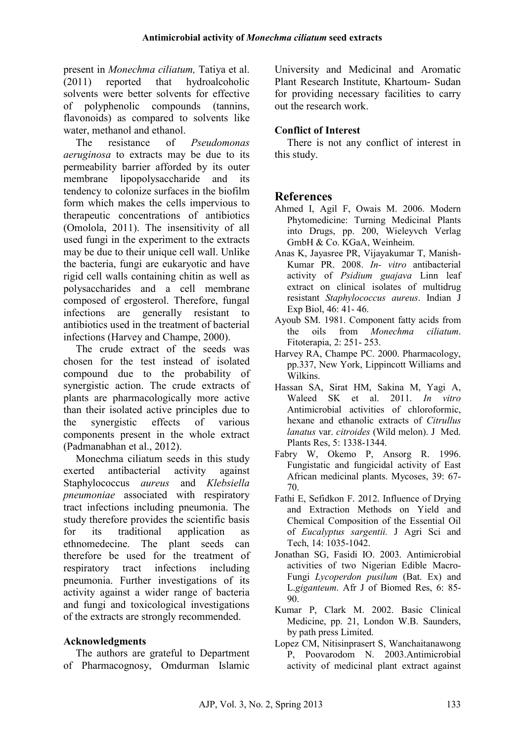present in *Monechma ciliatum,* Tatiya et al. (2011) reported that hydroalcoholic solvents were better solvents for effective of polyphenolic compounds (tannins, flavonoids) as compared to solvents like water, methanol and ethanol.

The resistance of *Pseudomonas aeruginosa* to extracts may be due to its permeability barrier afforded by its outer membrane lipopolysaccharide and its tendency to colonize surfaces in the biofilm form which makes the cells impervious to therapeutic concentrations of antibiotics (Omolola, 2011). The insensitivity of all used fungi in the experiment to the extracts may be due to their unique cell wall. Unlike the bacteria, fungi are eukaryotic and have rigid cell walls containing chitin as well as polysaccharides and a cell membrane composed of ergosterol. Therefore, fungal infections are generally resistant to antibiotics used in the treatment of bacterial infections (Harvey and Champe, 2000).

The crude extract of the seeds was chosen for the test instead of isolated compound due to the probability of synergistic action. The crude extracts of plants are pharmacologically more active than their isolated active principles due to the synergistic effects of various components present in the whole extract (Padmanabhan et al., 2012).

Monechma ciliatum seeds in this study exerted antibacterial activity against Staphylococcus *aureus* and *Klebsiella pneumoniae* associated with respiratory tract infections including pneumonia. The study therefore provides the scientific basis for its traditional application as ethnomedecine. The plant seeds can therefore be used for the treatment of respiratory tract infections including pneumonia. Further investigations of its activity against a wider range of bacteria and fungi and toxicological investigations of the extracts are strongly recommended.

### Acknowledgments

The authors are grateful to Department of Pharmacognosy, Omdurman Islamic University and Medicinal and Aromatic Plant Research Institute, Khartoum- Sudan for providing necessary facilities to carry out the research work.

### Conflict of Interest

There is not any conflict of interest in this study.

## References

Ahmed I, Agil F, Owais M. 2006. Modern Phytomedicine: Turning Medicinal Plants into Drugs, pp. 200, Wieleyvch Verlag GmbH & Co. KGaA, Weinheim.

Anas K, Jayasree PR, Vijayakumar T, Manish-Kumar PR. 2008. *In- vitro* antibacterial activity of *Psidium guajava* Linn leaf extract on clinical isolates of multidrug resistant *Staphylococcus aureus*. Indian J Exp Biol, 46: 41- 46.

Ayoub SM. 1981. Component fatty acids from the oils from *Monechma ciliatum*. Fitoterapia, 2: 251- 253.

Harvey RA, Champe PC. 2000. Pharmacology, pp.337, New York, Lippincott Williams and Wilkins.

Hassan SA, Sirat HM, Sakina M, Yagi A, Waleed SK et al. 2011. *In vitro* Antimicrobial activities of chloroformic, hexane and ethanolic extracts of *Citrullus lanatus* var. *citroides* (Wild melon). J Med. Plants Res, 5: 1338-1344.

Fabry W, Okemo P, Ansorg R. 1996. Fungistatic and fungicidal activity of East African medicinal plants. Mycoses, 39: 67-70.

Fathi E, Sefidkon F. 2012. Influence of Drying and Extraction Methods on Yield and Chemical Composition of the Essential Oil of *Eucalyptus sargentii.* J Agri Sci and Tech, 14: 1035-1042.

Jonathan SG, Fasidi IO. 2003. Antimicrobial activities of two Nigerian Edible Macro-Fungi *Lycoperdon pusilum* (Bat. Ex) and L.*giganteum*. Afr J of Biomed Res, 6: 85-90.

Kumar P, Clark M. 2002. Basic Clinical Medicine, pp. 21, London W.B. Saunders, by path press Limited.

Lopez CM, Nitisinprasert S, Wanchaitanawong P, Poovarodom N. 2003.Antimicrobial activity of medicinal plant extract against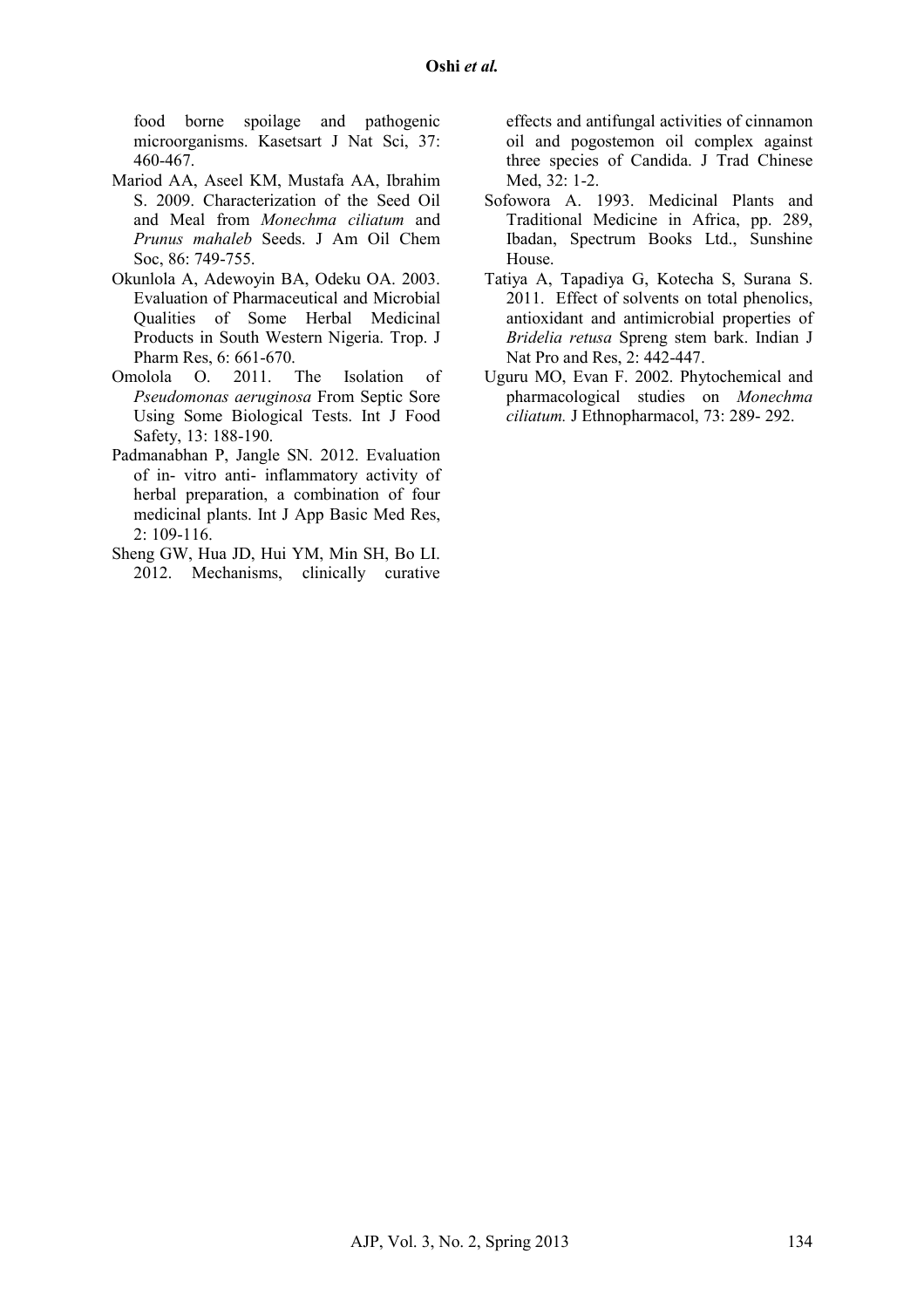food borne spoilage and pathogenic microorganisms. Kasetsart J Nat Sci, 37: 460-467.

Mariod AA, Aseel KM, Mustafa AA, Ibrahim S. 2009. Characterization of the Seed Oil and Meal from *Monechma ciliatum* and *Prunus mahaleb* Seeds. J Am Oil Chem Soc, 86: 749-755.

Okunlola A, Adewoyin BA, Odeku OA. 2003. Evaluation of Pharmaceutical and Microbial Qualities of Some Herbal Medicinal Products in South Western Nigeria. Trop. J Pharm Res, 6: 661-670.

Omolola O. 2011. The Isolation of *Pseudomonas aeruginosa* From Septic Sore Using Some Biological Tests. Int J Food Safety, 13: 188-190.

Padmanabhan P, Jangle SN. 2012. Evaluation of in- vitro anti- inflammatory activity of herbal preparation, a combination of four medicinal plants. Int J App Basic Med Res, 2: 109-116.

Sheng GW, Hua JD, Hui YM, Min SH, Bo LI. 2012. Mechanisms, clinically curative effects and antifungal activities of cinnamon oil and pogostemon oil complex against three species of Candida. J Trad Chinese Med, 32: 1-2.

Sofowora A. 1993. Medicinal Plants and Traditional Medicine in Africa, pp. 289, Ibadan, Spectrum Books Ltd., Sunshine House.

Tatiya A, Tapadiya G, Kotecha S, Surana S. 2011. Effect of solvents on total phenolics, antioxidant and antimicrobial properties of *Bridelia retusa* Spreng stem bark. Indian J Nat Pro and Res, 2: 442-447.

Uguru MO, Evan F. 2002. Phytochemical and pharmacological studies on *Monechma ciliatum.* J Ethnopharmacol, 73: 289- 292.